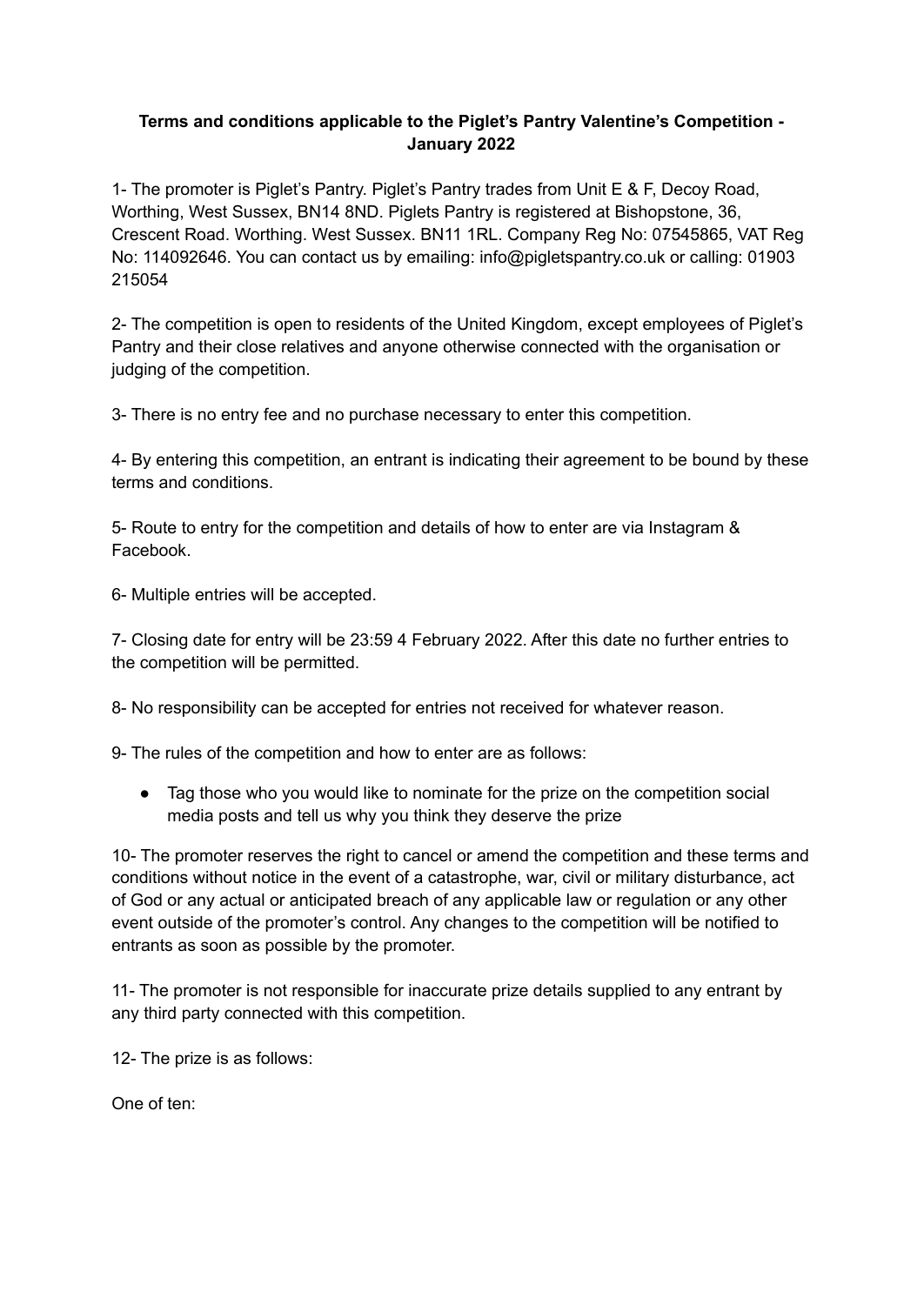**Terms and conditions applicable to the Piglet's Pantry Valentine's Competition - January 2022**

1- The promoter is Piglet's Pantry. Piglet's Pantry trades from Unit E & F, Decoy Road, Worthing, West Sussex, BN14 8ND. Piglets Pantry is registered at Bishopstone, 36, Crescent Road. Worthing. West Sussex. BN11 1RL. Company Reg No: 07545865, VAT Reg No: 114092646. You can contact us by emailing: info@pigletspantry.co.uk or calling: 01903 215054

2- The competition is open to residents of the United Kingdom, except employees of Piglet's Pantry and their close relatives and anyone otherwise connected with the organisation or judging of the competition.

3- There is no entry fee and no purchase necessary to enter this competition.

4- By entering this competition, an entrant is indicating their agreement to be bound by these terms and conditions.

5- Route to entry for the competition and details of how to enter are via Instagram & Facebook.

6- Multiple entries will be accepted.

7- Closing date for entry will be 23:59 4 February 2022. After this date no further entries to the competition will be permitted.

8- No responsibility can be accepted for entries not received for whatever reason.

9- The rules of the competition and how to enter are as follows:

- Tag those who you would like to nominate for the prize on the competition social media posts and tell us why you think they deserve the prize

10- The promoter reserves the right to cancel or amend the competition and these terms and conditions without notice in the event of a catastrophe, war, civil or military disturbance, act of God or any actual or anticipated breach of any applicable law or regulation or any other event outside of the promoter's control. Any changes to the competition will be notified to entrants as soon as possible by the promoter.

11- The promoter is not responsible for inaccurate prize details supplied to any entrant by any third party connected with this competition.

12- The prize is as follows:

One of ten: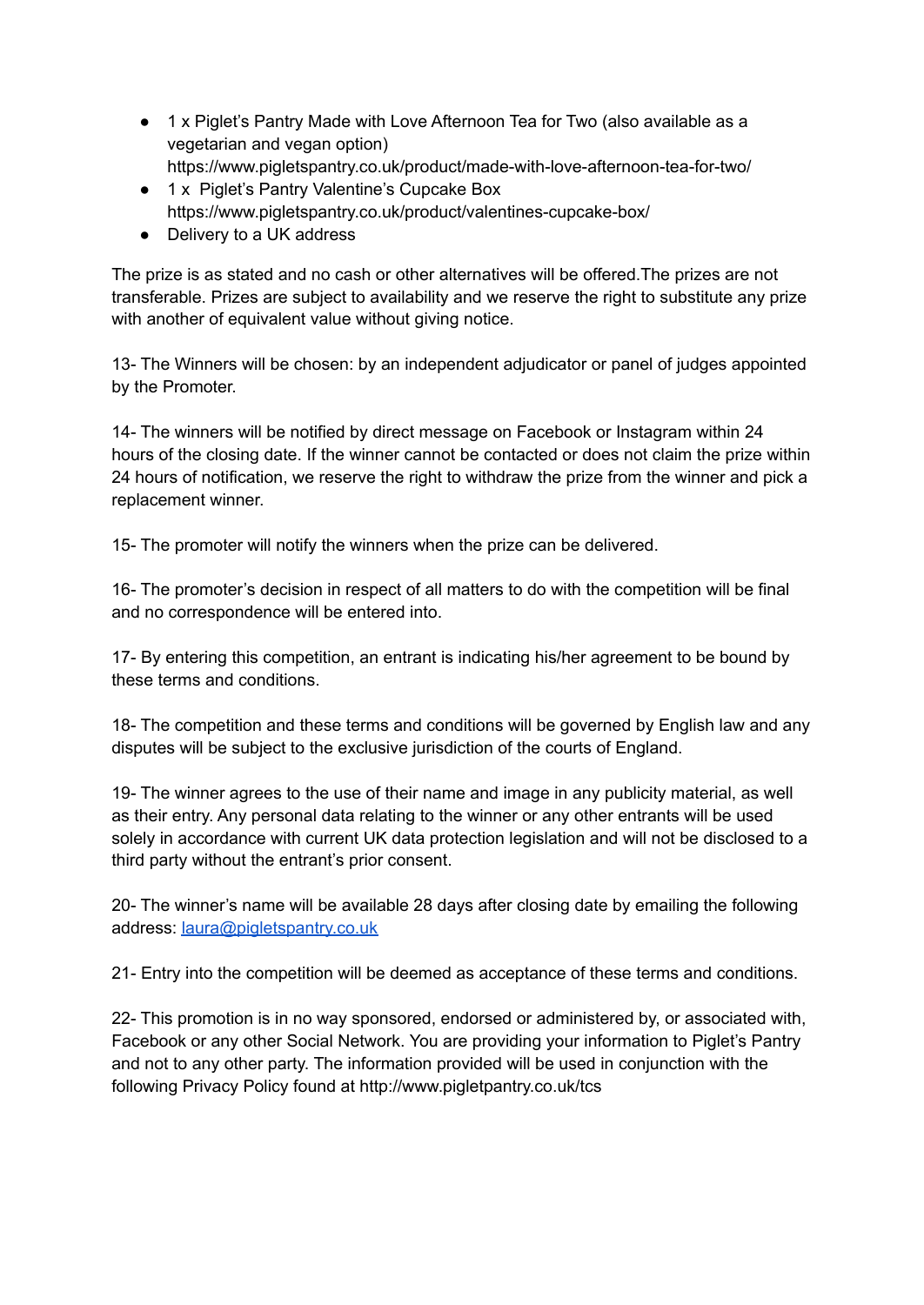- 1 x Piglet's Pantry Made with Love Afternoon Tea for Two (also available as a vegetarian and vegan option) https://www.pigletspantry.co.uk/product/made-with-love-afternoon-tea-for-two/
- 1 x Piglet's Pantry Valentine's Cupcake Box https://www.pigletspantry.co.uk/product/valentines-cupcake-box/
- Delivery to a UK address

The prize is as stated and no cash or other alternatives will be offered.The prizes are not transferable. Prizes are subject to availability and we reserve the right to substitute any prize with another of equivalent value without giving notice.

13- The Winners will be chosen: by an independent adjudicator or panel of judges appointed by the Promoter.

14- The winners will be notified by direct message on Facebook or Instagram within 24 hours of the closing date. If the winner cannot be contacted or does not claim the prize within 24 hours of notification, we reserve the right to withdraw the prize from the winner and pick a replacement winner.

15- The promoter will notify the winners when the prize can be delivered.

16- The promoter's decision in respect of all matters to do with the competition will be final and no correspondence will be entered into.

17- By entering this competition, an entrant is indicating his/her agreement to be bound by these terms and conditions.

18- The competition and these terms and conditions will be governed by English law and any disputes will be subject to the exclusive jurisdiction of the courts of England.

19- The winner agrees to the use of their name and image in any publicity material, as well as their entry. Any personal data relating to the winner or any other entrants will be used solely in accordance with current UK data protection legislation and will not be disclosed to a third party without the entrant's prior consent.

20- The winner's name will be available 28 days after closing date by emailing the following address: laura@pigletspantry.co.uk

21- Entry into the competition will be deemed as acceptance of these terms and conditions.

22- This promotion is in no way sponsored, endorsed or administered by, or associated with, Facebook or any other Social Network. You are providing your information to Piglet's Pantry and not to any other party. The information provided will be used in conjunction with the following Privacy Policy found at http://www.pigletpantry.co.uk/tcs